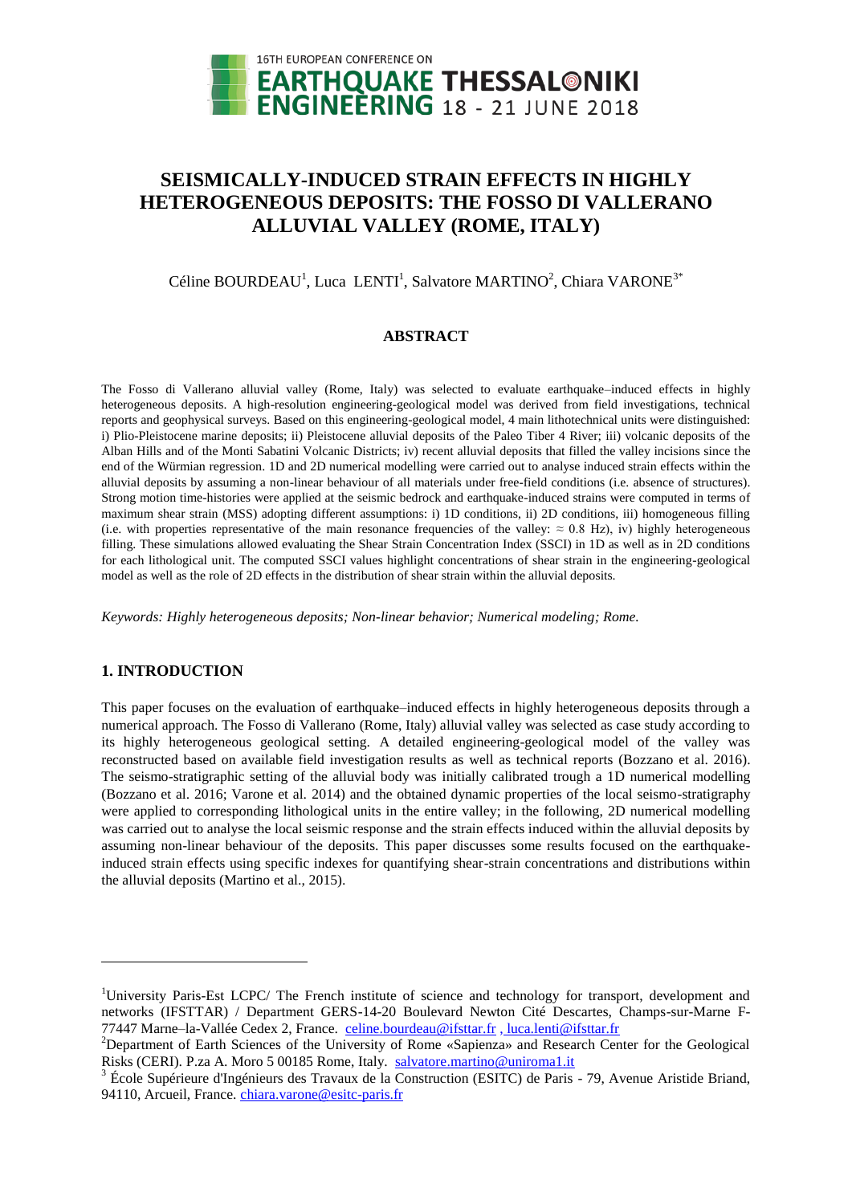# SEISMICALLY-INDUCED STRAIN EFFECTS IN HIGHLY HETEROGENEOUS DEPOSITS: THE FOSSO DI VALLERANO ALLUVIAL VALLEY (ROME, ITALY)

Céline BOURDEAU[1], Luca LENTI[1], Salvatore MARTINO[2], Chiara VARONE[3*]

## ABSTRACT

The Fosso di Vallerano alluvial valley (Rome, Italy) was selected to evaluate earthquake–induced effects in highly heterogeneous deposits. A high-resolution engineering-geological model was derived from field investigations, technical reports and geophysical surveys. Based on this engineering-geological model, 4 main lithotechnical units were distinguished: i) Plio-Pleistocene marine deposits; ii) Pleistocene alluvial deposits of the Paleo Tiber 4 River; iii) volcanic deposits of the Alban Hills and of the Monti Sabatini Volcanic Districts; iv) recent alluvial deposits that filled the valley incisions since the end of the Würmian regression. 1D and 2D numerical modelling were carried out to analyse induced strain effects within the alluvial deposits by assuming a non-linear behaviour of all materials under free-field conditions (i.e. absence of structures). Strong motion time-histories were applied at the seismic bedrock and earthquake-induced strains were computed in terms of maximum shear strain (MSS) adopting different assumptions: i) 1D conditions, ii) 2D conditions, iii) homogeneous filling (i.e. with properties representative of the main resonance frequencies of the valley: $\approx$ 0.8 Hz), iv) highly heterogeneous filling. These simulations allowed evaluating the Shear Strain Concentration Index (SSCI) in 1D as well as in 2D conditions for each lithological unit. The computed SSCI values highlight concentrations of shear strain in the engineering-geological model as well as the role of 2D effects in the distribution of shear strain within the alluvial deposits.

*Keywords: Highly heterogeneous deposits; Non-linear behavior; Numerical modeling; Rome.*

## 1. INTRODUCTION

This paper focuses on the evaluation of earthquake–induced effects in highly heterogeneous deposits through a numerical approach. The Fosso di Vallerano (Rome, Italy) alluvial valley was selected as case study according to its highly heterogeneous geological setting. A detailed engineering-geological model of the valley was reconstructed based on available field investigation results as well as technical reports (Bozzano et al. 2016). The seismo-stratigraphic setting of the alluvial body was initially calibrated trough a 1D numerical modelling (Bozzano et al. 2016; Varone et al. 2014) and the obtained dynamic properties of the local seismo-stratigraphy were applied to corresponding lithological units in the entire valley; in the following, 2D numerical modelling was carried out to analyse the local seismic response and the strain effects induced within the alluvial deposits by assuming non-linear behaviour of the deposits. This paper discusses some results focused on the earthquake-induced strain effects using specific indexes for quantifying shear-strain concentrations and distributions within the alluvial deposits (Martino et al., 2015).

---

[1]University Paris-Est LCPC/ The French institute of science and technology for transport, development and networks (IFSTTAR) / Department GERS-14-20 Boulevard Newton Cité Descartes, Champs-sur-Marne F-77447 Marne–la-Vallée Cedex 2, France. celine.bourdeau@ifsttar.fr , luca.lenti@ifsttar.fr

[2]Department of Earth Sciences of the University of Rome «Sapienza» and Research Center for the Geological Risks (CERI). P.za A. Moro 5 00185 Rome, Italy. salvatore.martino@uniroma1.it

[3] École Supérieure d'Ingénieurs des Travaux de la Construction (ESITC) de Paris - 79, Avenue Aristide Briand, 94110, Arcueil, France. chiara.varone@esitc-paris.fr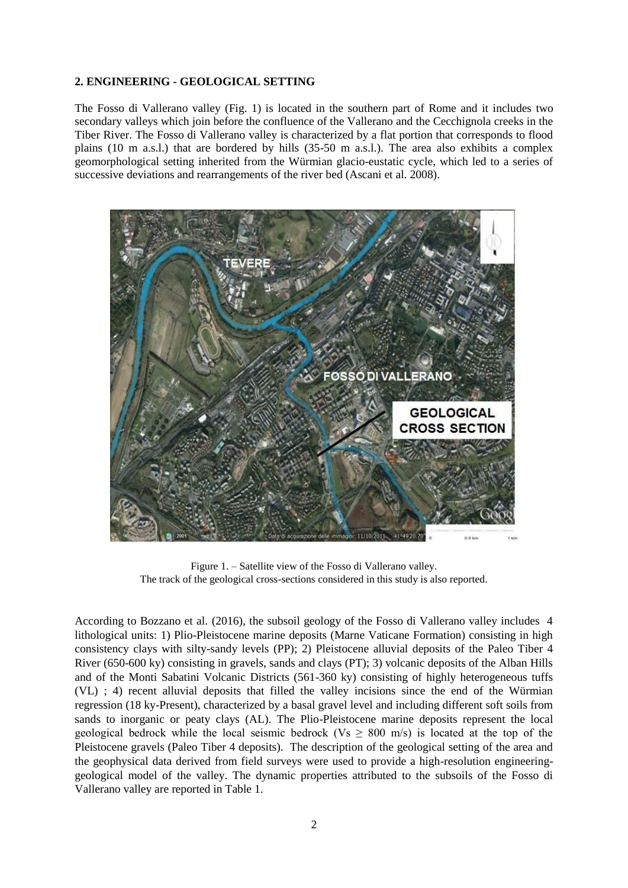## 2. ENGINEERING - GEOLOGICAL SETTING

The Fosso di Vallerano valley (Fig. 1) is located in the southern part of Rome and it includes two secondary valleys which join before the confluence of the Vallerano and the Cecchignola creeks in the Tiber River. The Fosso di Vallerano valley is characterized by a flat portion that corresponds to flood plains (10 m a.s.l.) that are bordered by hills (35-50 m a.s.l.). The area also exhibits a complex geomorphological setting inherited from the Würmian glacio-eustatic cycle, which led to a series of successive deviations and rearrangements of the river bed (Ascani et al. 2008).

Figure 1. – Satellite view of the Fosso di Vallerano valley.
The track of the geological cross-sections considered in this study is also reported.

According to Bozzano et al. (2016), the subsoil geology of the Fosso di Vallerano valley includes 4 lithological units: 1) Plio-Pleistocene marine deposits (Marne Vaticane Formation) consisting in high consistency clays with silty-sandy levels (PP); 2) Pleistocene alluvial deposits of the Paleo Tiber 4 River (650-600 ky) consisting in gravels, sands and clays (PT); 3) volcanic deposits of the Alban Hills and of the Monti Sabatini Volcanic Districts (561-360 ky) consisting of highly heterogeneous tuffs (VL) ; 4) recent alluvial deposits that filled the valley incisions since the end of the Würmian regression (18 ky-Present), characterized by a basal gravel level and including different soft soils from sands to inorganic or peaty clays (AL). The Plio-Pleistocene marine deposits represent the local geological bedrock while the local seismic bedrock ($V_s \geq 800$ m/s) is located at the top of the Pleistocene gravels (Paleo Tiber 4 deposits). The description of the geological setting of the area and the geophysical data derived from field surveys were used to provide a high-resolution engineering-geological model of the valley. The dynamic properties attributed to the subsoils of the Fosso di Vallerano valley are reported in Table 1.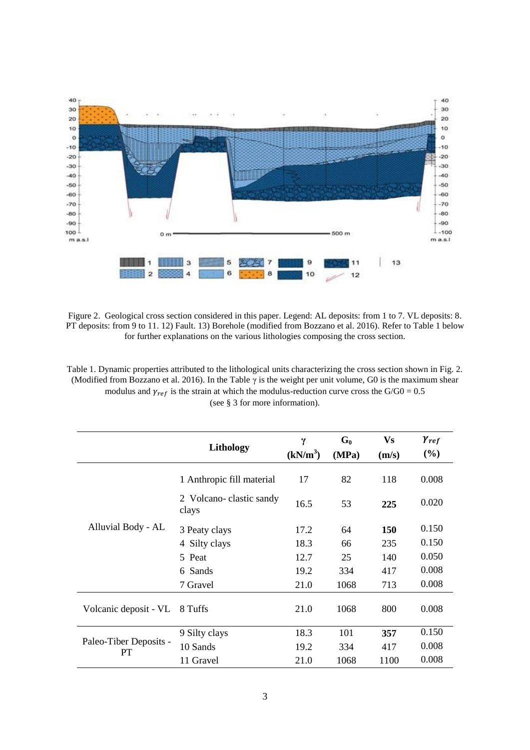Figure 2. Geological cross section considered in this paper. Legend: AL deposits: from 1 to 7. VL deposits: 8. PT deposits: from 9 to 11. 12) Fault. 13) Borehole (modified from Bozzano et al. 2016). Refer to Table 1 below for further explanations on the various lithologies composing the cross section.

Table 1. Dynamic properties attributed to the lithological units characterizing the cross section shown in Fig. 2. (Modified from Bozzano et al. 2016). In the Table γ is the weight per unit volume, G0 is the maximum shear modulus and $\gamma_{ref}$ is the strain at which the modulus-reduction curve cross the G/G0 = 0.5 (see § 3 for more information).

| | Lithology | γ ($kN/m^3$) | $G_0$ (MPa) | Vs (m/s) | $\gamma_{ref}$ (%) |
|---|---|---|---|---|---|
| Alluvial Body - AL | 1 Anthropic fill material | 17 | 82 | 118 | 0.008 |
| | 2 Volcano- clastic sandy clays | 16.5 | 53 | **225** | 0.020 |
| | 3 Peaty clays | 17.2 | 64 | **150** | 0.150 |
| | 4 Silty clays | 18.3 | 66 | 235 | 0.150 |
| | 5 Peat | 12.7 | 25 | 140 | 0.050 |
| | 6 Sands | 19.2 | 334 | 417 | 0.008 |
| | 7 Gravel | 21.0 | 1068 | 713 | 0.008 |
| Volcanic deposit - VL | 8 Tuffs | 21.0 | 1068 | 800 | 0.008 |
| Paleo-Tiber Deposits - PT | 9 Silty clays | 18.3 | 101 | **357** | 0.150 |
| | 10 Sands | 19.2 | 334 | 417 | 0.008 |
| | 11 Gravel | 21.0 | 1068 | 1100 | 0.008 |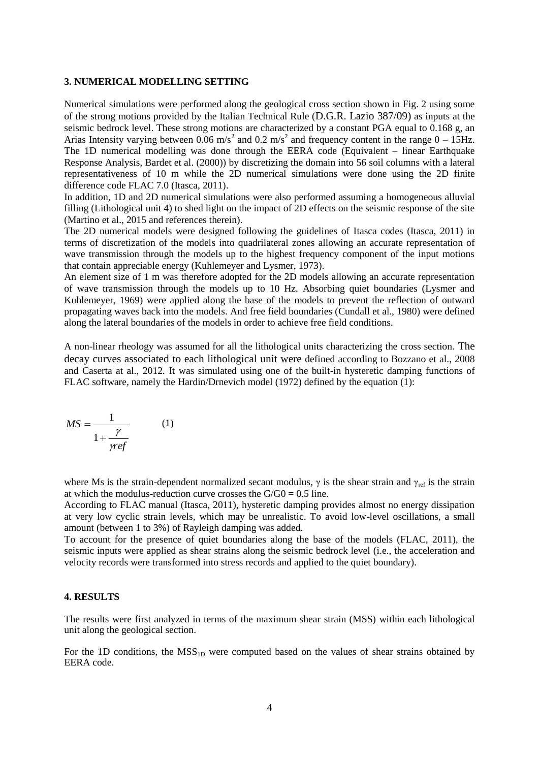## 3. NUMERICAL MODELLING SETTING

Numerical simulations were performed along the geological cross section shown in Fig. 2 using some of the strong motions provided by the Italian Technical Rule (D.G.R. Lazio 387/09) as inputs at the seismic bedrock level. These strong motions are characterized by a constant PGA equal to 0.168 g, an Arias Intensity varying between 0.06 $m/s^2$ and 0.2 $m/s^2$ and frequency content in the range 0 – 15Hz. The 1D numerical modelling was done through the EERA code (Equivalent – linear Earthquake Response Analysis, Bardet et al. (2000)) by discretizing the domain into 56 soil columns with a lateral representativeness of 10 m while the 2D numerical simulations were done using the 2D finite difference code FLAC 7.0 (Itasca, 2011).

In addition, 1D and 2D numerical simulations were also performed assuming a homogeneous alluvial filling (Lithological unit 4) to shed light on the impact of 2D effects on the seismic response of the site (Martino et al., 2015 and references therein).

The 2D numerical models were designed following the guidelines of Itasca codes (Itasca, 2011) in terms of discretization of the models into quadrilateral zones allowing an accurate representation of wave transmission through the models up to the highest frequency component of the input motions that contain appreciable energy (Kuhlemeyer and Lysmer, 1973).

An element size of 1 m was therefore adopted for the 2D models allowing an accurate representation of wave transmission through the models up to 10 Hz. Absorbing quiet boundaries (Lysmer and Kuhlemeyer, 1969) were applied along the base of the models to prevent the reflection of outward propagating waves back into the models. And free field boundaries (Cundall et al., 1980) were defined along the lateral boundaries of the models in order to achieve free field conditions.

A non-linear rheology was assumed for all the lithological units characterizing the cross section. The decay curves associated to each lithological unit were defined according to Bozzano et al., 2008 and Caserta at al., 2012. It was simulated using one of the built-in hysteretic damping functions of FLAC software, namely the Hardin/Drnevich model (1972) defined by the equation (1):

$$MS = \frac{1}{1 + \frac{\gamma}{\gamma ref}} \qquad (1)$$

where Ms is the strain-dependent normalized secant modulus, $\gamma$ is the shear strain and $\gamma_{ref}$ is the strain at which the modulus-reduction curve crosses the $G/G0 = 0.5$ line.

According to FLAC manual (Itasca, 2011), hysteretic damping provides almost no energy dissipation at very low cyclic strain levels, which may be unrealistic. To avoid low-level oscillations, a small amount (between 1 to 3%) of Rayleigh damping was added.

To account for the presence of quiet boundaries along the base of the models (FLAC, 2011), the seismic inputs were applied as shear strains along the seismic bedrock level (i.e., the acceleration and velocity records were transformed into stress records and applied to the quiet boundary).

## 4. RESULTS

The results were first analyzed in terms of the maximum shear strain (MSS) within each lithological unit along the geological section.

For the 1D conditions, the $MSS_{1D}$ were computed based on the values of shear strains obtained by EERA code.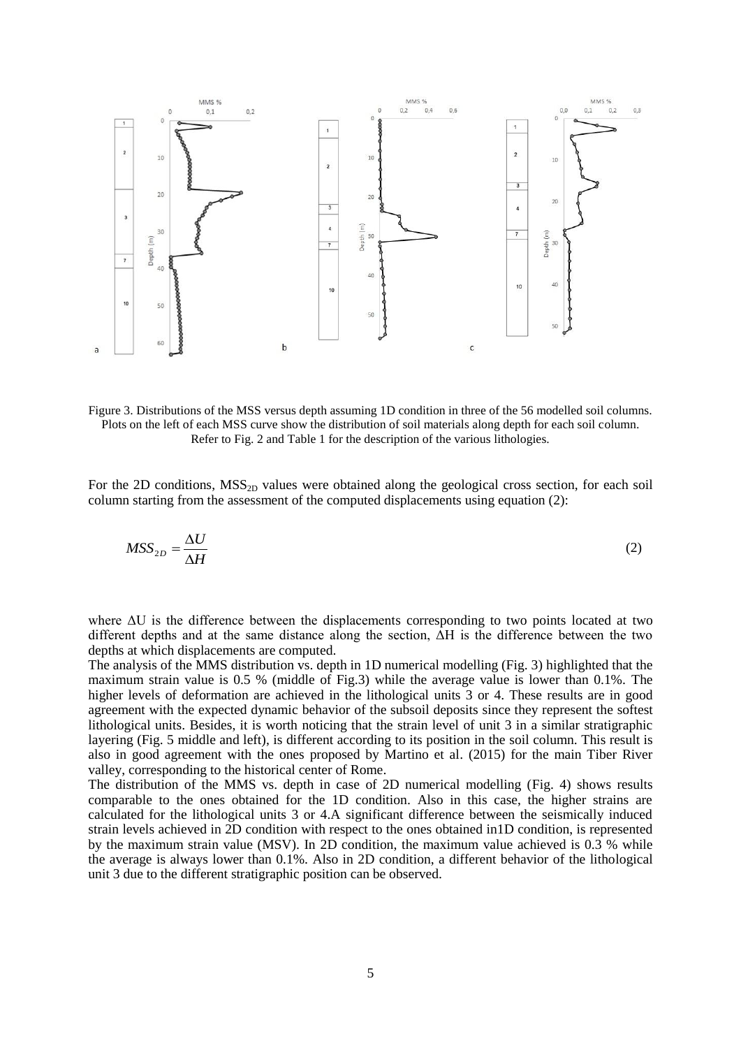Figure 3. Distributions of the MSS versus depth assuming 1D condition in three of the 56 modelled soil columns. Plots on the left of each MSS curve show the distribution of soil materials along depth for each soil column. Refer to Fig. 2 and Table 1 for the description of the various lithologies.

For the 2D conditions, $MSS_{2D}$ values were obtained along the geological cross section, for each soil column starting from the assessment of the computed displacements using equation (2):

$$MSS_{2D} = \frac{\Delta U}{\Delta H} \tag{2}$$

where ΔU is the difference between the displacements corresponding to two points located at two different depths and at the same distance along the section, ΔH is the difference between the two depths at which displacements are computed.

The analysis of the MMS distribution vs. depth in 1D numerical modelling (Fig. 3) highlighted that the maximum strain value is 0.5 % (middle of Fig.3) while the average value is lower than 0.1%. The higher levels of deformation are achieved in the lithological units 3 or 4. These results are in good agreement with the expected dynamic behavior of the subsoil deposits since they represent the softest lithological units. Besides, it is worth noticing that the strain level of unit 3 in a similar stratigraphic layering (Fig. 5 middle and left), is different according to its position in the soil column. This result is also in good agreement with the ones proposed by Martino et al. (2015) for the main Tiber River valley, corresponding to the historical center of Rome.

The distribution of the MMS vs. depth in case of 2D numerical modelling (Fig. 4) shows results comparable to the ones obtained for the 1D condition. Also in this case, the higher strains are calculated for the lithological units 3 or 4.A significant difference between the seismically induced strain levels achieved in 2D condition with respect to the ones obtained in1D condition, is represented by the maximum strain value (MSV). In 2D condition, the maximum value achieved is 0.3 % while the average is always lower than 0.1%. Also in 2D condition, a different behavior of the lithological unit 3 due to the different stratigraphic position can be observed.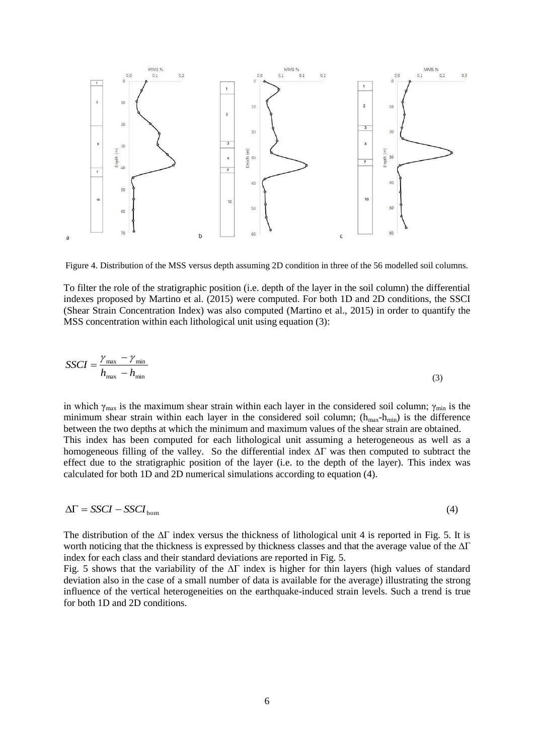Figure 4. Distribution of the MSS versus depth assuming 2D condition in three of the 56 modelled soil columns.

To filter the role of the stratigraphic position (i.e. depth of the layer in the soil column) the differential indexes proposed by Martino et al. (2015) were computed. For both 1D and 2D conditions, the SSCI (Shear Strain Concentration Index) was also computed (Martino et al., 2015) in order to quantify the MSS concentration within each lithological unit using equation (3):

$$SSCI = \frac{\gamma_{max} - \gamma_{min}}{h_{max} - h_{min}} \tag{3}$$

in which $\gamma_{max}$ is the maximum shear strain within each layer in the considered soil column; $\gamma_{min}$ is the minimum shear strain within each layer in the considered soil column; ($h_{max}$-$h_{min}$) is the difference between the two depths at which the minimum and maximum values of the shear strain are obtained.
This index has been computed for each lithological unit assuming a heterogeneous as well as a homogeneous filling of the valley. So the differential index $\Delta\Gamma$ was then computed to subtract the effect due to the stratigraphic position of the layer (i.e. to the depth of the layer). This index was calculated for both 1D and 2D numerical simulations according to equation (4).

$$\Delta\Gamma = SSCI - SSCI_{hom} \tag{4}$$

The distribution of the $\Delta\Gamma$ index versus the thickness of lithological unit 4 is reported in Fig. 5. It is worth noticing that the thickness is expressed by thickness classes and that the average value of the $\Delta\Gamma$ index for each class and their standard deviations are reported in Fig. 5.
Fig. 5 shows that the variability of the $\Delta\Gamma$ index is higher for thin layers (high values of standard deviation also in the case of a small number of data is available for the average) illustrating the strong influence of the vertical heterogeneities on the earthquake-induced strain levels. Such a trend is true for both 1D and 2D conditions.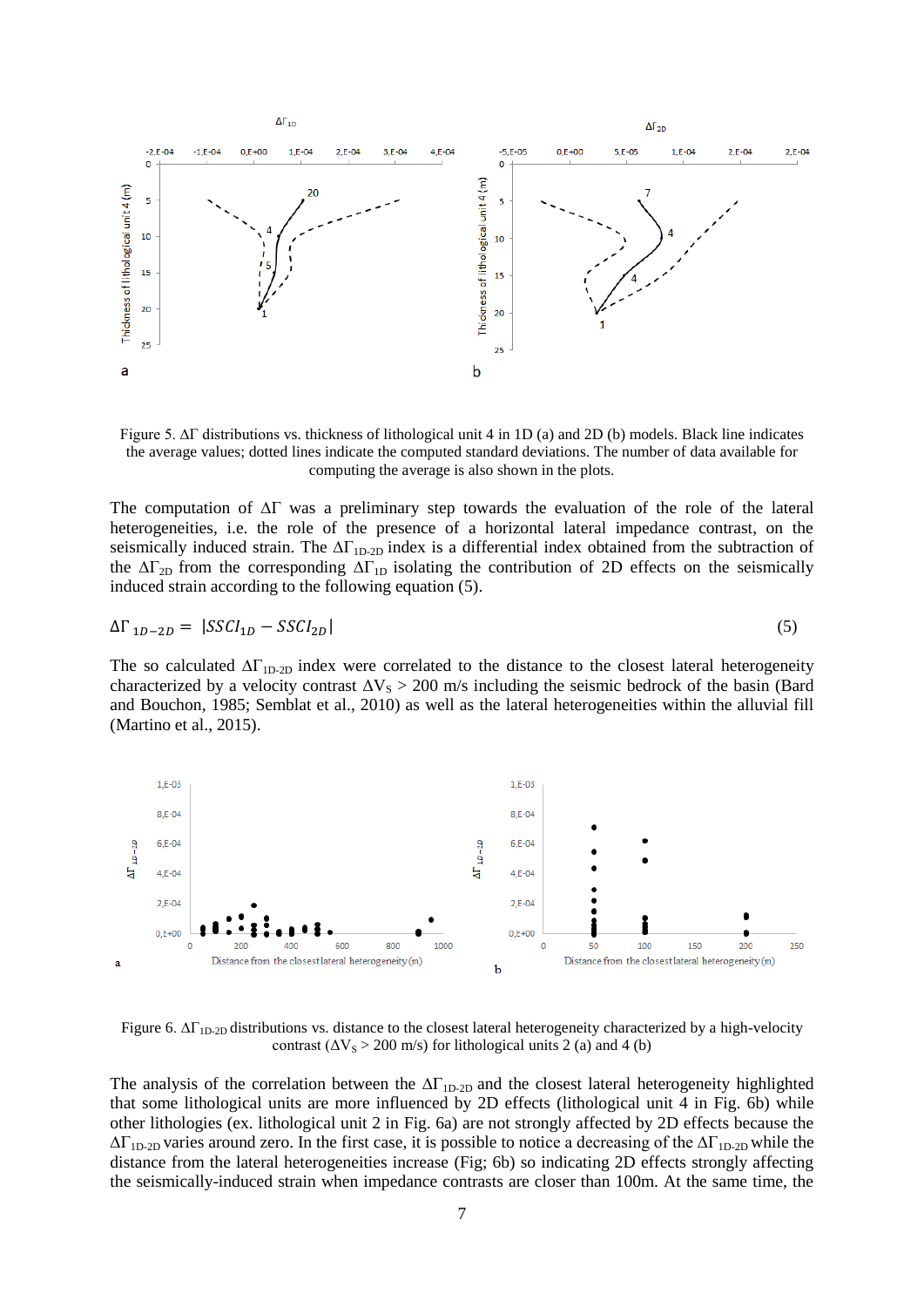Figure 5. $\Delta\Gamma$ distributions vs. thickness of lithological unit 4 in 1D (a) and 2D (b) models. Black line indicates the average values; dotted lines indicate the computed standard deviations. The number of data available for computing the average is also shown in the plots.

The computation of $\Delta\Gamma$ was a preliminary step towards the evaluation of the role of the lateral heterogeneities, i.e. the role of the presence of a horizontal lateral impedance contrast, on the seismically induced strain. The $\Delta\Gamma_{1D-2D}$ index is a differential index obtained from the subtraction of the $\Delta\Gamma_{2D}$ from the corresponding $\Delta\Gamma_{1D}$ isolating the contribution of 2D effects on the seismically induced strain according to the following equation (5).

$$\Delta\Gamma_{1D-2D} = |SSCI_{1D} - SSCI_{2D}| \tag{5}$$

The so calculated $\Delta\Gamma_{1D-2D}$ index were correlated to the distance to the closest lateral heterogeneity characterized by a velocity contrast $\Delta V_S > 200$ m/s including the seismic bedrock of the basin (Bard and Bouchon, 1985; Semblat et al., 2010) as well as the lateral heterogeneities within the alluvial fill (Martino et al., 2015).

Figure 6. $\Delta\Gamma_{1D-2D}$ distributions vs. distance to the closest lateral heterogeneity characterized by a high-velocity contrast ($\Delta V_S > 200$ m/s) for lithological units 2 (a) and 4 (b)

The analysis of the correlation between the $\Delta\Gamma_{1D-2D}$ and the closest lateral heterogeneity highlighted that some lithological units are more influenced by 2D effects (lithological unit 4 in Fig. 6b) while other lithologies (ex. lithological unit 2 in Fig. 6a) are not strongly affected by 2D effects because the $\Delta\Gamma_{1D-2D}$ varies around zero. In the first case, it is possible to notice a decreasing of the $\Delta\Gamma_{1D-2D}$ while the distance from the lateral heterogeneities increase (Fig; 6b) so indicating 2D effects strongly affecting the seismically-induced strain when impedance contrasts are closer than 100m. At the same time, the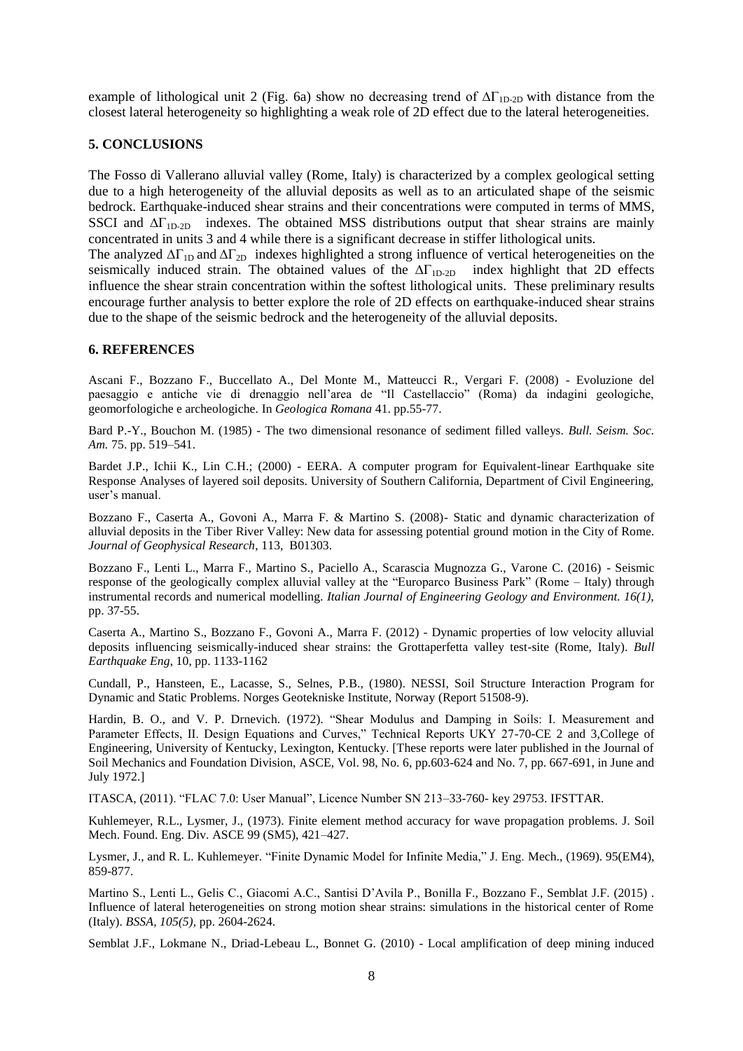example of lithological unit 2 (Fig. 6a) show no decreasing trend of $\Delta\Gamma_{1D-2D}$ with distance from the closest lateral heterogeneity so highlighting a weak role of 2D effect due to the lateral heterogeneities.

## 5. CONCLUSIONS

The Fosso di Vallerano alluvial valley (Rome, Italy) is characterized by a complex geological setting due to a high heterogeneity of the alluvial deposits as well as to an articulated shape of the seismic bedrock. Earthquake-induced shear strains and their concentrations were computed in terms of MMS, SSCI and $\Delta\Gamma_{1D-2D}$ indexes. The obtained MSS distributions output that shear strains are mainly concentrated in units 3 and 4 while there is a significant decrease in stiffer lithological units.
The analyzed $\Delta\Gamma_{1D}$ and $\Delta\Gamma_{2D}$ indexes highlighted a strong influence of vertical heterogeneities on the seismically induced strain. The obtained values of the $\Delta\Gamma_{1D-2D}$ index highlight that 2D effects influence the shear strain concentration within the softest lithological units. These preliminary results encourage further analysis to better explore the role of 2D effects on earthquake-induced shear strains due to the shape of the seismic bedrock and the heterogeneity of the alluvial deposits.

## 6. REFERENCES

Ascani F., Bozzano F., Buccellato A., Del Monte M., Matteucci R., Vergari F. (2008) - Evoluzione del paesaggio e antiche vie di drenaggio nell'area de "Il Castellaccio" (Roma) da indagini geologiche, geomorfologiche e archeologiche. In *Geologica Romana* 41. pp.55-77.

Bard P.-Y., Bouchon M. (1985) - The two dimensional resonance of sediment filled valleys. *Bull. Seism. Soc. Am.* 75. pp. 519–541.

Bardet J.P., Ichii K., Lin C.H.; (2000) - EERA. A computer program for Equivalent-linear Earthquake site Response Analyses of layered soil deposits. University of Southern California, Department of Civil Engineering, user's manual.

Bozzano F., Caserta A., Govoni A., Marra F. & Martino S. (2008)- Static and dynamic characterization of alluvial deposits in the Tiber River Valley: New data for assessing potential ground motion in the City of Rome. *Journal of Geophysical Research*, 113, B01303.

Bozzano F., Lenti L., Marra F., Martino S., Paciello A., Scarascia Mugnozza G., Varone C. (2016) - Seismic response of the geologically complex alluvial valley at the "Europarco Business Park" (Rome – Italy) through instrumental records and numerical modelling. *Italian Journal of Engineering Geology and Environment. 16(1)*, pp. 37-55.

Caserta A., Martino S., Bozzano F., Govoni A., Marra F. (2012) - Dynamic properties of low velocity alluvial deposits influencing seismically-induced shear strains: the Grottaperfetta valley test-site (Rome, Italy). *Bull Earthquake Eng*, 10, pp. 1133-1162

Cundall, P., Hansteen, E., Lacasse, S., Selnes, P.B., (1980). NESSI, Soil Structure Interaction Program for Dynamic and Static Problems. Norges Geotekniske Institute, Norway (Report 51508-9).

Hardin, B. O., and V. P. Drnevich. (1972). "Shear Modulus and Damping in Soils: I. Measurement and Parameter Effects, II. Design Equations and Curves," Technical Reports UKY 27-70-CE 2 and 3,College of Engineering, University of Kentucky, Lexington, Kentucky. [These reports were later published in the Journal of Soil Mechanics and Foundation Division, ASCE, Vol. 98, No. 6, pp.603-624 and No. 7, pp. 667-691, in June and July 1972.]

ITASCA, (2011). "FLAC 7.0: User Manual", Licence Number SN 213–33-760- key 29753. IFSTTAR.

Kuhlemeyer, R.L., Lysmer, J., (1973). Finite element method accuracy for wave propagation problems. J. Soil Mech. Found. Eng. Div. ASCE 99 (SM5), 421–427.

Lysmer, J., and R. L. Kuhlemeyer. "Finite Dynamic Model for Infinite Media," J. Eng. Mech., (1969). 95(EM4), 859-877.

Martino S., Lenti L., Gelis C., Giacomi A.C., Santisi D'Avila P., Bonilla F., Bozzano F., Semblat J.F. (2015) . Influence of lateral heterogeneities on strong motion shear strains: simulations in the historical center of Rome (Italy). *BSSA, 105(5)*, pp. 2604-2624.

Semblat J.F., Lokmane N., Driad-Lebeau L., Bonnet G. (2010) - Local amplification of deep mining induced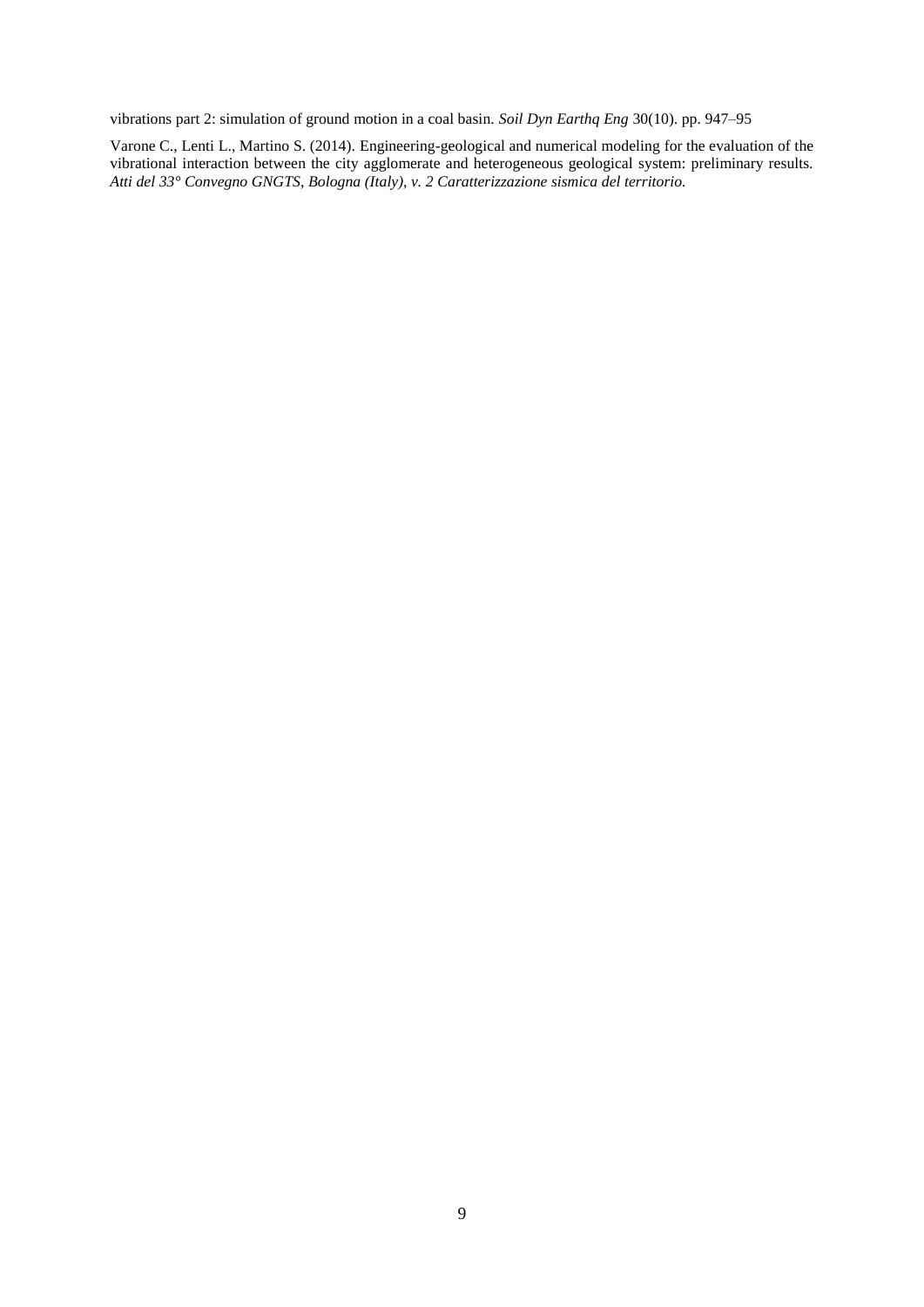vibrations part 2: simulation of ground motion in a coal basin. *Soil Dyn Earthq Eng* 30(10). pp. 947–95

Varone C., Lenti L., Martino S. (2014). Engineering-geological and numerical modeling for the evaluation of the vibrational interaction between the city agglomerate and heterogeneous geological system: preliminary results. *Atti del 33° Convegno GNGTS, Bologna (Italy), v. 2 Caratterizzazione sismica del territorio.*